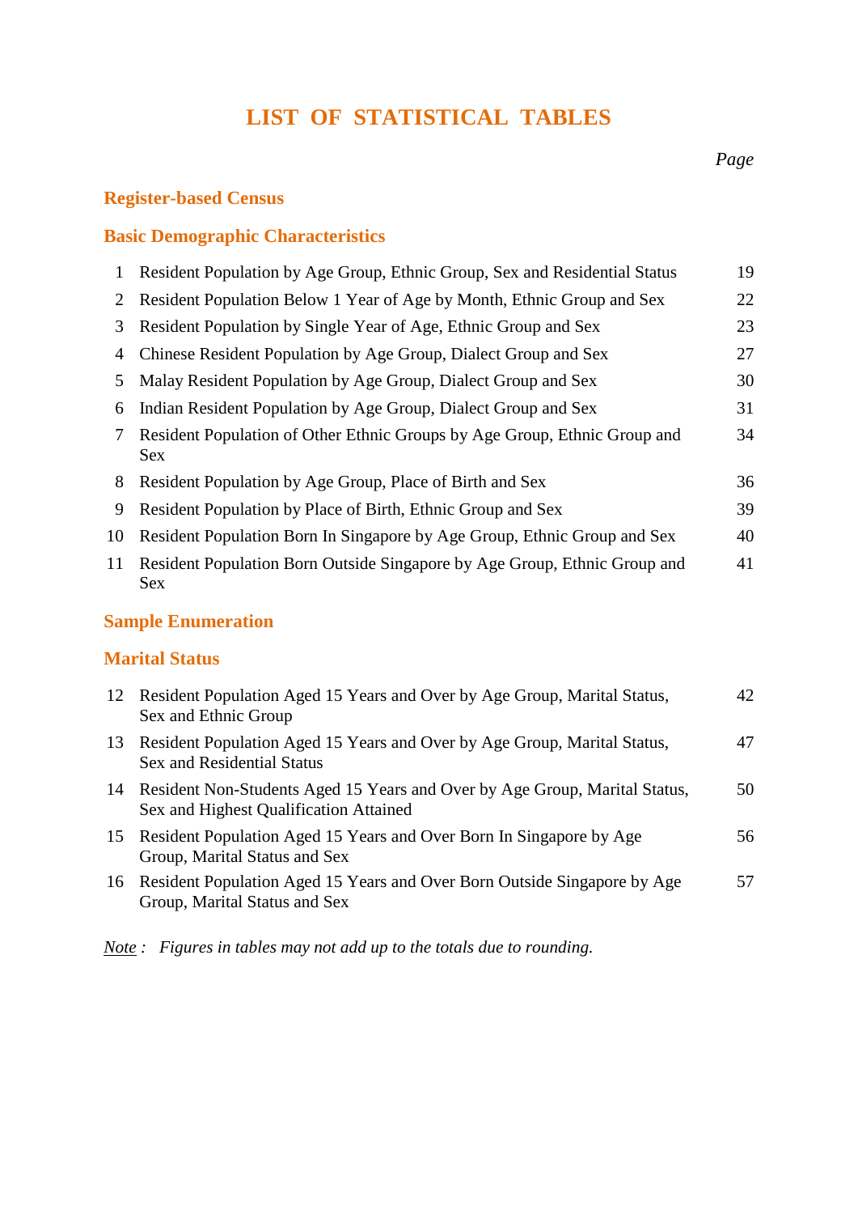# LIST OF STATISTICAL TABLES

| | | Page |
|---|---|---|
| | **Register-based Census** | |
| | **Basic Demographic Characteristics** | |
| 1 | Resident Population by Age Group, Ethnic Group, Sex and Residential Status | 19 |
| 2 | Resident Population Below 1 Year of Age by Month, Ethnic Group and Sex | 22 |
| 3 | Resident Population by Single Year of Age, Ethnic Group and Sex | 23 |
| 4 | Chinese Resident Population by Age Group, Dialect Group and Sex | 27 |
| 5 | Malay Resident Population by Age Group, Dialect Group and Sex | 30 |
| 6 | Indian Resident Population by Age Group, Dialect Group and Sex | 31 |
| 7 | Resident Population of Other Ethnic Groups by Age Group, Ethnic Group and Sex | 34 |
| 8 | Resident Population by Age Group, Place of Birth and Sex | 36 |
| 9 | Resident Population by Place of Birth, Ethnic Group and Sex | 39 |
| 10 | Resident Population Born In Singapore by Age Group, Ethnic Group and Sex | 40 |
| 11 | Resident Population Born Outside Singapore by Age Group, Ethnic Group and Sex | 41 |
| | **Sample Enumeration** | |
| | **Marital Status** | |
| 12 | Resident Population Aged 15 Years and Over by Age Group, Marital Status, Sex and Ethnic Group | 42 |
| 13 | Resident Population Aged 15 Years and Over by Age Group, Marital Status, Sex and Residential Status | 47 |
| 14 | Resident Non-Students Aged 15 Years and Over by Age Group, Marital Status, Sex and Highest Qualification Attained | 50 |
| 15 | Resident Population Aged 15 Years and Over Born In Singapore by Age Group, Marital Status and Sex | 56 |
| 16 | Resident Population Aged 15 Years and Over Born Outside Singapore by Age Group, Marital Status and Sex | 57 |

Note : *Figures in tables may not add up to the totals due to rounding.*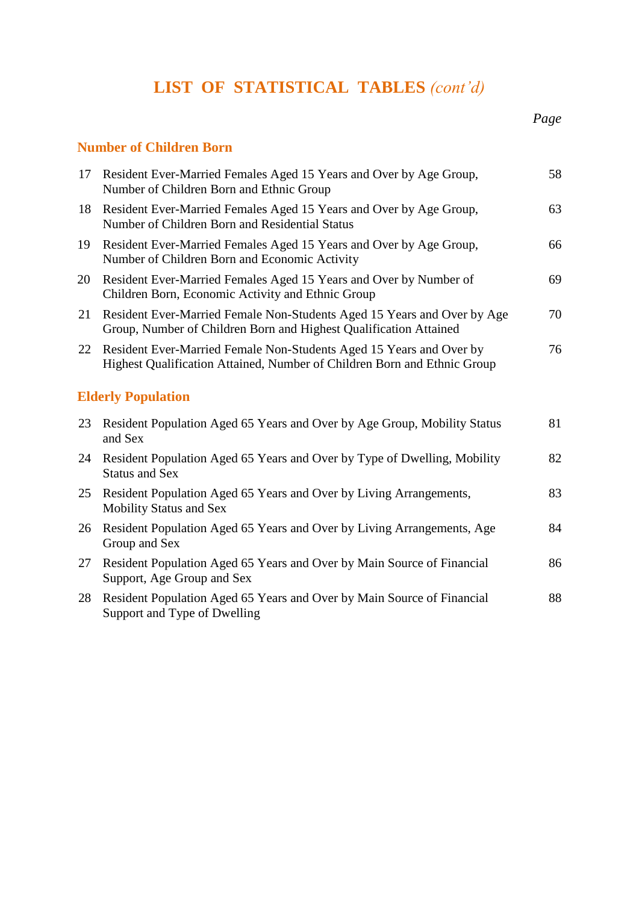# LIST OF STATISTICAL TABLES *(cont'd)*

| | | *Page* |
|---|---|---|
| | **Number of Children Born** | |
| 17 | Resident Ever-Married Females Aged 15 Years and Over by Age Group, Number of Children Born and Ethnic Group | 58 |
| 18 | Resident Ever-Married Females Aged 15 Years and Over by Age Group, Number of Children Born and Residential Status | 63 |
| 19 | Resident Ever-Married Females Aged 15 Years and Over by Age Group, Number of Children Born and Economic Activity | 66 |
| 20 | Resident Ever-Married Females Aged 15 Years and Over by Number of Children Born, Economic Activity and Ethnic Group | 69 |
| 21 | Resident Ever-Married Female Non-Students Aged 15 Years and Over by Age Group, Number of Children Born and Highest Qualification Attained | 70 |
| 22 | Resident Ever-Married Female Non-Students Aged 15 Years and Over by Highest Qualification Attained, Number of Children Born and Ethnic Group | 76 |
| | **Elderly Population** | |
| 23 | Resident Population Aged 65 Years and Over by Age Group, Mobility Status and Sex | 81 |
| 24 | Resident Population Aged 65 Years and Over by Type of Dwelling, Mobility Status and Sex | 82 |
| 25 | Resident Population Aged 65 Years and Over by Living Arrangements, Mobility Status and Sex | 83 |
| 26 | Resident Population Aged 65 Years and Over by Living Arrangements, Age Group and Sex | 84 |
| 27 | Resident Population Aged 65 Years and Over by Main Source of Financial Support, Age Group and Sex | 86 |
| 28 | Resident Population Aged 65 Years and Over by Main Source of Financial Support and Type of Dwelling | 88 |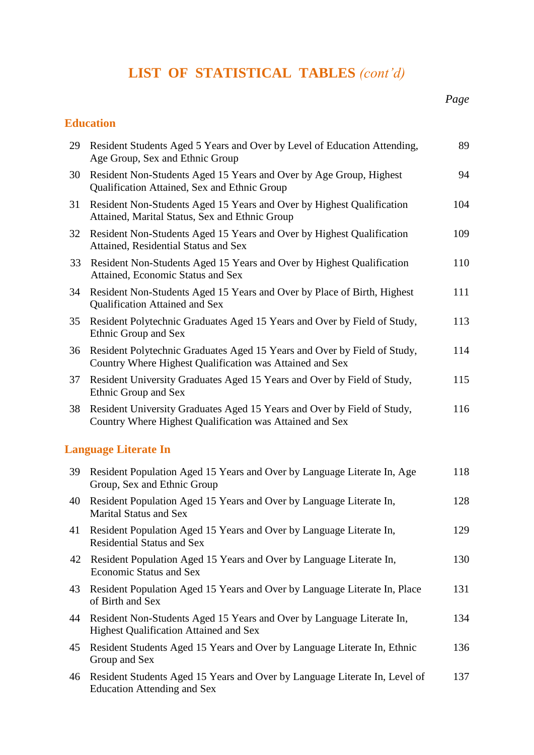# LIST OF STATISTICAL TABLES *(cont'd)*

| | | *Page* |
|---|---|---|
| **Education** | | |
| 29 | Resident Students Aged 5 Years and Over by Level of Education Attending, Age Group, Sex and Ethnic Group | 89 |
| 30 | Resident Non-Students Aged 15 Years and Over by Age Group, Highest Qualification Attained, Sex and Ethnic Group | 94 |
| 31 | Resident Non-Students Aged 15 Years and Over by Highest Qualification Attained, Marital Status, Sex and Ethnic Group | 104 |
| 32 | Resident Non-Students Aged 15 Years and Over by Highest Qualification Attained, Residential Status and Sex | 109 |
| 33 | Resident Non-Students Aged 15 Years and Over by Highest Qualification Attained, Economic Status and Sex | 110 |
| 34 | Resident Non-Students Aged 15 Years and Over by Place of Birth, Highest Qualification Attained and Sex | 111 |
| 35 | Resident Polytechnic Graduates Aged 15 Years and Over by Field of Study, Ethnic Group and Sex | 113 |
| 36 | Resident Polytechnic Graduates Aged 15 Years and Over by Field of Study, Country Where Highest Qualification was Attained and Sex | 114 |
| 37 | Resident University Graduates Aged 15 Years and Over by Field of Study, Ethnic Group and Sex | 115 |
| 38 | Resident University Graduates Aged 15 Years and Over by Field of Study, Country Where Highest Qualification was Attained and Sex | 116 |
| **Language Literate In** | | |
| 39 | Resident Population Aged 15 Years and Over by Language Literate In, Age Group, Sex and Ethnic Group | 118 |
| 40 | Resident Population Aged 15 Years and Over by Language Literate In, Marital Status and Sex | 128 |
| 41 | Resident Population Aged 15 Years and Over by Language Literate In, Residential Status and Sex | 129 |
| 42 | Resident Population Aged 15 Years and Over by Language Literate In, Economic Status and Sex | 130 |
| 43 | Resident Population Aged 15 Years and Over by Language Literate In, Place of Birth and Sex | 131 |
| 44 | Resident Non-Students Aged 15 Years and Over by Language Literate In, Highest Qualification Attained and Sex | 134 |
| 45 | Resident Students Aged 15 Years and Over by Language Literate In, Ethnic Group and Sex | 136 |
| 46 | Resident Students Aged 15 Years and Over by Language Literate In, Level of Education Attending and Sex | 137 |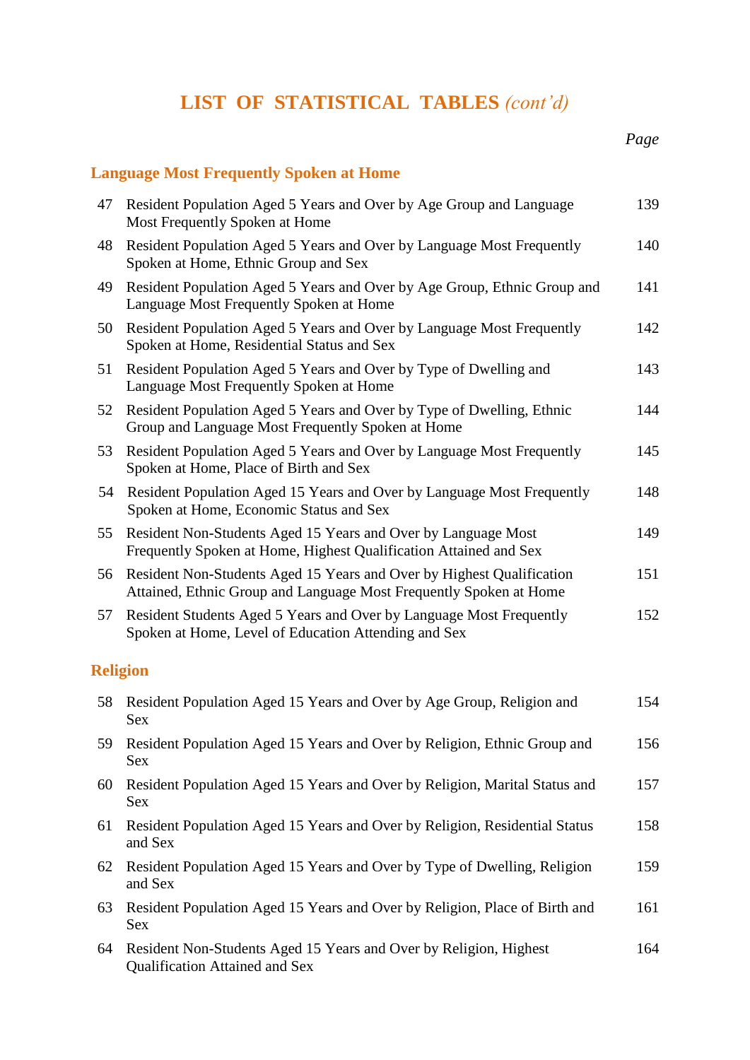# LIST OF STATISTICAL TABLES *(cont'd)*

| | | Page |
|---|---|---|
| **Language Most Frequently Spoken at Home** | | |
| 47 | Resident Population Aged 5 Years and Over by Age Group and Language Most Frequently Spoken at Home | 139 |
| 48 | Resident Population Aged 5 Years and Over by Language Most Frequently Spoken at Home, Ethnic Group and Sex | 140 |
| 49 | Resident Population Aged 5 Years and Over by Age Group, Ethnic Group and Language Most Frequently Spoken at Home | 141 |
| 50 | Resident Population Aged 5 Years and Over by Language Most Frequently Spoken at Home, Residential Status and Sex | 142 |
| 51 | Resident Population Aged 5 Years and Over by Type of Dwelling and Language Most Frequently Spoken at Home | 143 |
| 52 | Resident Population Aged 5 Years and Over by Type of Dwelling, Ethnic Group and Language Most Frequently Spoken at Home | 144 |
| 53 | Resident Population Aged 5 Years and Over by Language Most Frequently Spoken at Home, Place of Birth and Sex | 145 |
| 54 | Resident Population Aged 15 Years and Over by Language Most Frequently Spoken at Home, Economic Status and Sex | 148 |
| 55 | Resident Non-Students Aged 15 Years and Over by Language Most Frequently Spoken at Home, Highest Qualification Attained and Sex | 149 |
| 56 | Resident Non-Students Aged 15 Years and Over by Highest Qualification Attained, Ethnic Group and Language Most Frequently Spoken at Home | 151 |
| 57 | Resident Students Aged 5 Years and Over by Language Most Frequently Spoken at Home, Level of Education Attending and Sex | 152 |
| **Religion** | | |
| 58 | Resident Population Aged 15 Years and Over by Age Group, Religion and Sex | 154 |
| 59 | Resident Population Aged 15 Years and Over by Religion, Ethnic Group and Sex | 156 |
| 60 | Resident Population Aged 15 Years and Over by Religion, Marital Status and Sex | 157 |
| 61 | Resident Population Aged 15 Years and Over by Religion, Residential Status and Sex | 158 |
| 62 | Resident Population Aged 15 Years and Over by Type of Dwelling, Religion and Sex | 159 |
| 63 | Resident Population Aged 15 Years and Over by Religion, Place of Birth and Sex | 161 |
| 64 | Resident Non-Students Aged 15 Years and Over by Religion, Highest Qualification Attained and Sex | 164 |